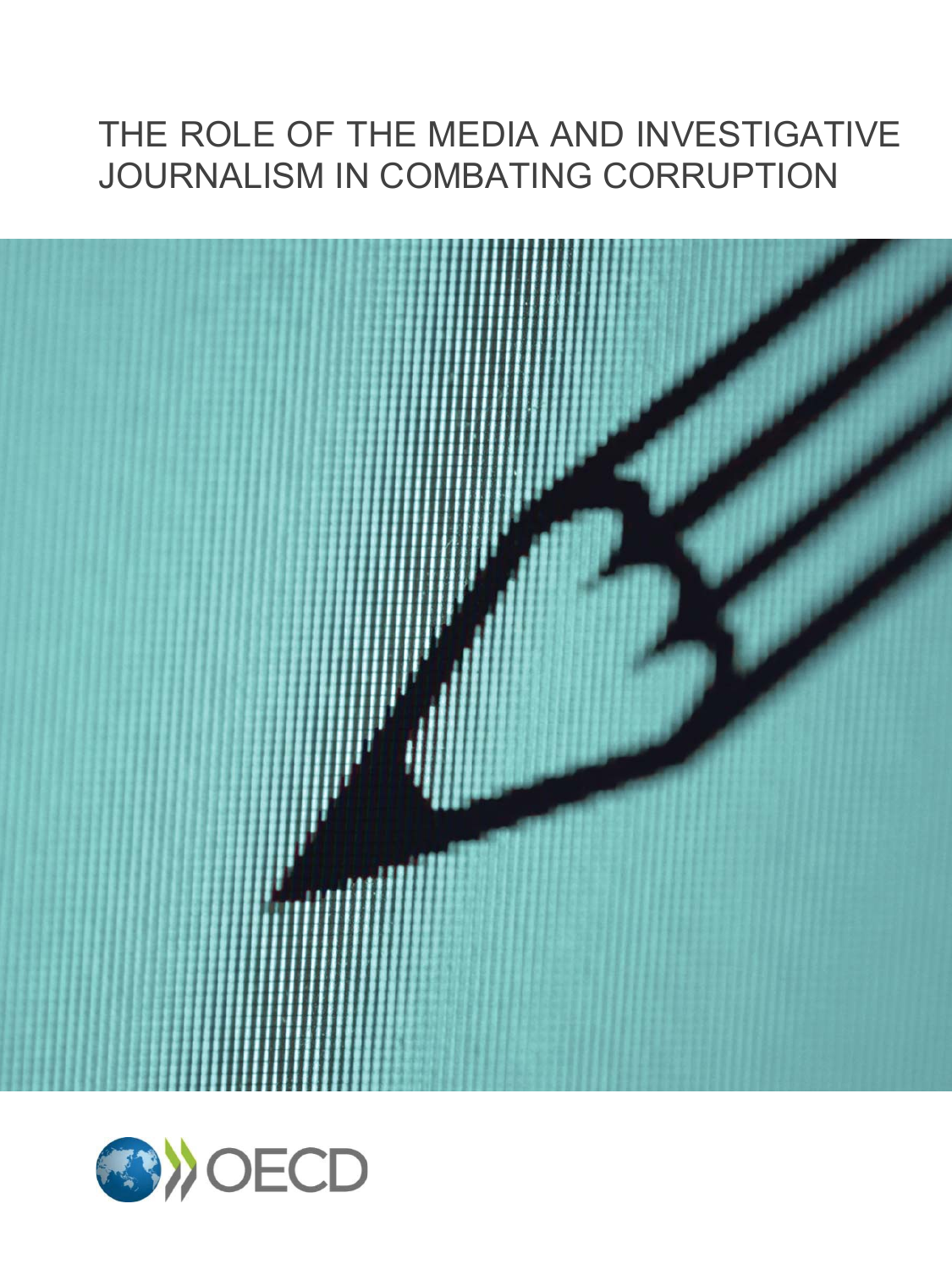# THE ROLE OF THE MEDIA AND INVESTIGATIVE JOURNALISM IN COMBATING CORRUPTION

OECD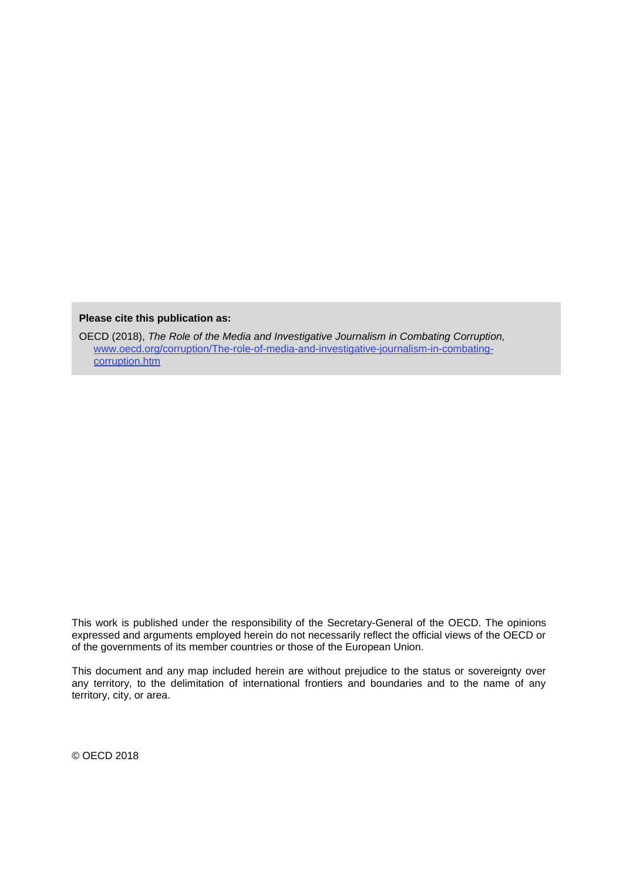**Please cite this publication as:**

OECD (2018), *The Role of the Media and Investigative Journalism in Combating Corruption,* www.oecd.org/corruption/The-role-of-media-and-investigative-journalism-in-combating-corruption.htm

This work is published under the responsibility of the Secretary-General of the OECD. The opinions expressed and arguments employed herein do not necessarily reflect the official views of the OECD or of the governments of its member countries or those of the European Union.

This document and any map included herein are without prejudice to the status or sovereignty over any territory, to the delimitation of international frontiers and boundaries and to the name of any territory, city, or area.

© OECD 2018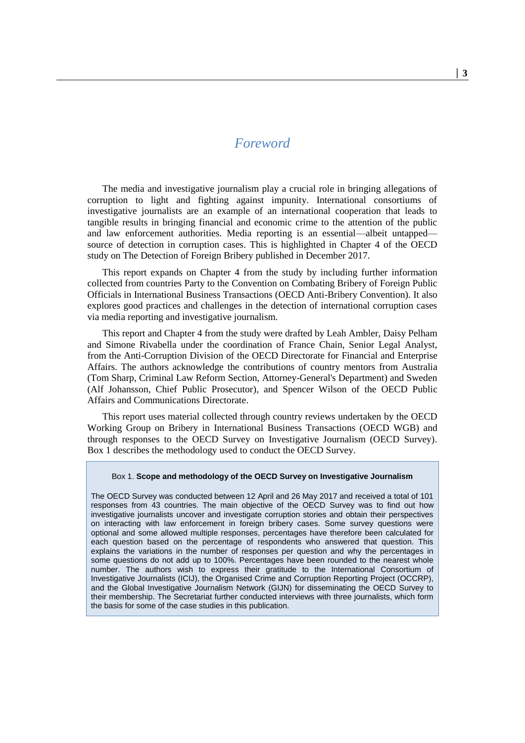# *Foreword*

The media and investigative journalism play a crucial role in bringing allegations of corruption to light and fighting against impunity. International consortiums of investigative journalists are an example of an international cooperation that leads to tangible results in bringing financial and economic crime to the attention of the public and law enforcement authorities. Media reporting is an essential—albeit untapped—source of detection in corruption cases. This is highlighted in Chapter 4 of the OECD study on The Detection of Foreign Bribery published in December 2017.

This report expands on Chapter 4 from the study by including further information collected from countries Party to the Convention on Combating Bribery of Foreign Public Officials in International Business Transactions (OECD Anti-Bribery Convention). It also explores good practices and challenges in the detection of international corruption cases via media reporting and investigative journalism.

This report and Chapter 4 from the study were drafted by Leah Ambler, Daisy Pelham and Simone Rivabella under the coordination of France Chain, Senior Legal Analyst, from the Anti-Corruption Division of the OECD Directorate for Financial and Enterprise Affairs. The authors acknowledge the contributions of country mentors from Australia (Tom Sharp, Criminal Law Reform Section, Attorney-General's Department) and Sweden (Alf Johansson, Chief Public Prosecutor), and Spencer Wilson of the OECD Public Affairs and Communications Directorate.

This report uses material collected through country reviews undertaken by the OECD Working Group on Bribery in International Business Transactions (OECD WGB) and through responses to the OECD Survey on Investigative Journalism (OECD Survey). Box 1 describes the methodology used to conduct the OECD Survey.

Box 1. **Scope and methodology of the OECD Survey on Investigative Journalism**

The OECD Survey was conducted between 12 April and 26 May 2017 and received a total of 101 responses from 43 countries. The main objective of the OECD Survey was to find out how investigative journalists uncover and investigate corruption stories and obtain their perspectives on interacting with law enforcement in foreign bribery cases. Some survey questions were optional and some allowed multiple responses, percentages have therefore been calculated for each question based on the percentage of respondents who answered that question. This explains the variations in the number of responses per question and why the percentages in some questions do not add up to 100%. Percentages have been rounded to the nearest whole number. The authors wish to express their gratitude to the International Consortium of Investigative Journalists (ICIJ), the Organised Crime and Corruption Reporting Project (OCCRP), and the Global Investigative Journalism Network (GIJN) for disseminating the OECD Survey to their membership. The Secretariat further conducted interviews with three journalists, which form the basis for some of the case studies in this publication.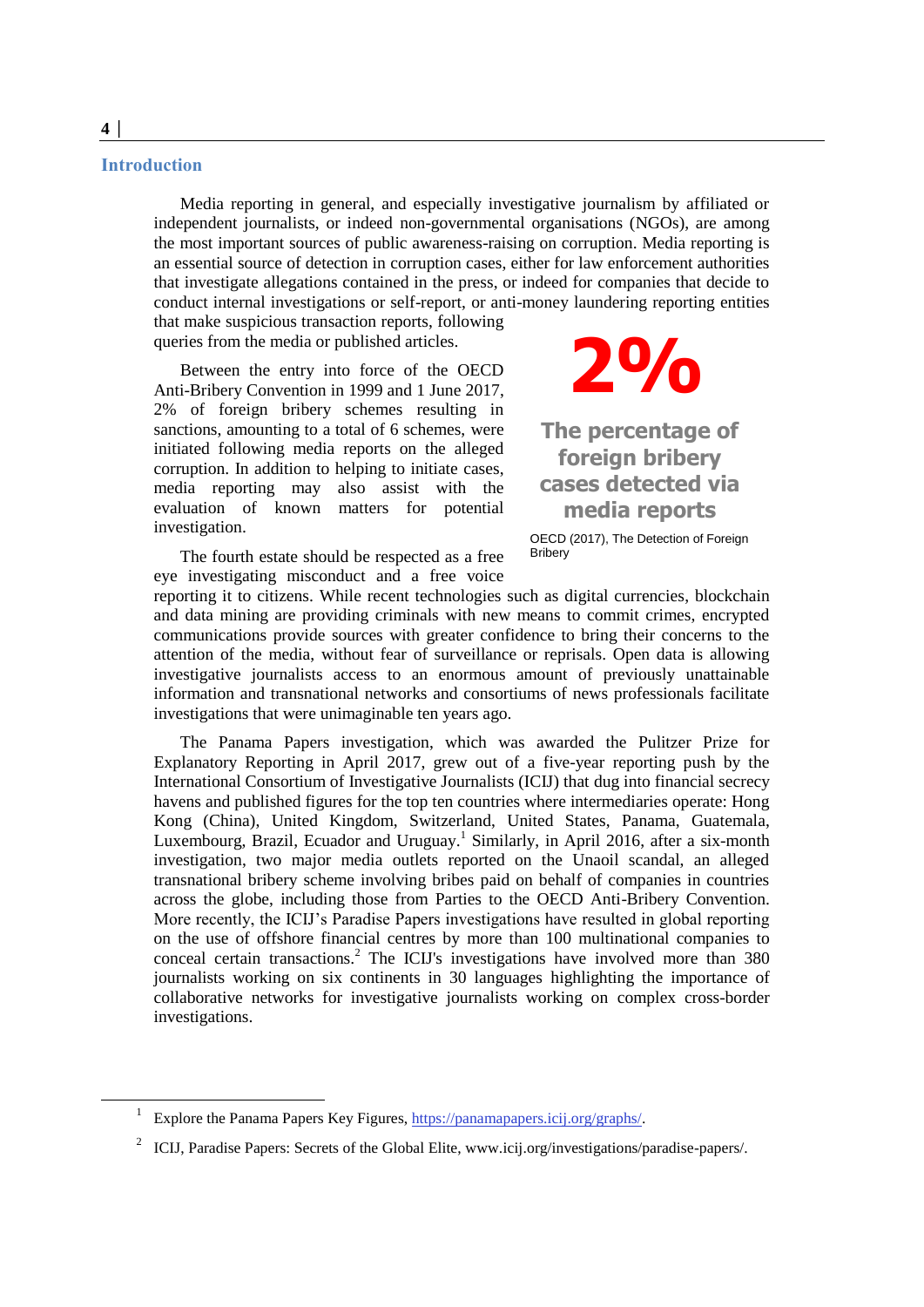## Introduction

Media reporting in general, and especially investigative journalism by affiliated or independent journalists, or indeed non-governmental organisations (NGOs), are among the most important sources of public awareness-raising on corruption. Media reporting is an essential source of detection in corruption cases, either for law enforcement authorities that investigate allegations contained in the press, or indeed for companies that decide to conduct internal investigations or self-report, or anti-money laundering reporting entities that make suspicious transaction reports, following queries from the media or published articles.

Between the entry into force of the OECD Anti-Bribery Convention in 1999 and 1 June 2017, 2% of foreign bribery schemes resulting in sanctions, amounting to a total of 6 schemes, were initiated following media reports on the alleged corruption. In addition to helping to initiate cases, media reporting may also assist with the evaluation of known matters for potential investigation.

> **2%**
>
> **The percentage of foreign bribery cases detected via media reports**
>
> OECD (2017), The Detection of Foreign Bribery

The fourth estate should be respected as a free eye investigating misconduct and a free voice reporting it to citizens. While recent technologies such as digital currencies, blockchain and data mining are providing criminals with new means to commit crimes, encrypted communications provide sources with greater confidence to bring their concerns to the attention of the media, without fear of surveillance or reprisals. Open data is allowing investigative journalists access to an enormous amount of previously unattainable information and transnational networks and consortiums of news professionals facilitate investigations that were unimaginable ten years ago.

The Panama Papers investigation, which was awarded the Pulitzer Prize for Explanatory Reporting in April 2017, grew out of a five-year reporting push by the International Consortium of Investigative Journalists (ICIJ) that dug into financial secrecy havens and published figures for the top ten countries where intermediaries operate: Hong Kong (China), United Kingdom, Switzerland, United States, Panama, Guatemala, Luxembourg, Brazil, Ecuador and Uruguay.[1] Similarly, in April 2016, after a six-month investigation, two major media outlets reported on the Unaoil scandal, an alleged transnational bribery scheme involving bribes paid on behalf of companies in countries across the globe, including those from Parties to the OECD Anti-Bribery Convention. More recently, the ICIJ's Paradise Papers investigations have resulted in global reporting on the use of offshore financial centres by more than 100 multinational companies to conceal certain transactions.[2] The ICIJ's investigations have involved more than 380 journalists working on six continents in 30 languages highlighting the importance of collaborative networks for investigative journalists working on complex cross-border investigations.

---

[1] Explore the Panama Papers Key Figures, https://panamapapers.icij.org/graphs/.

[2] ICIJ, Paradise Papers: Secrets of the Global Elite, www.icij.org/investigations/paradise-papers/.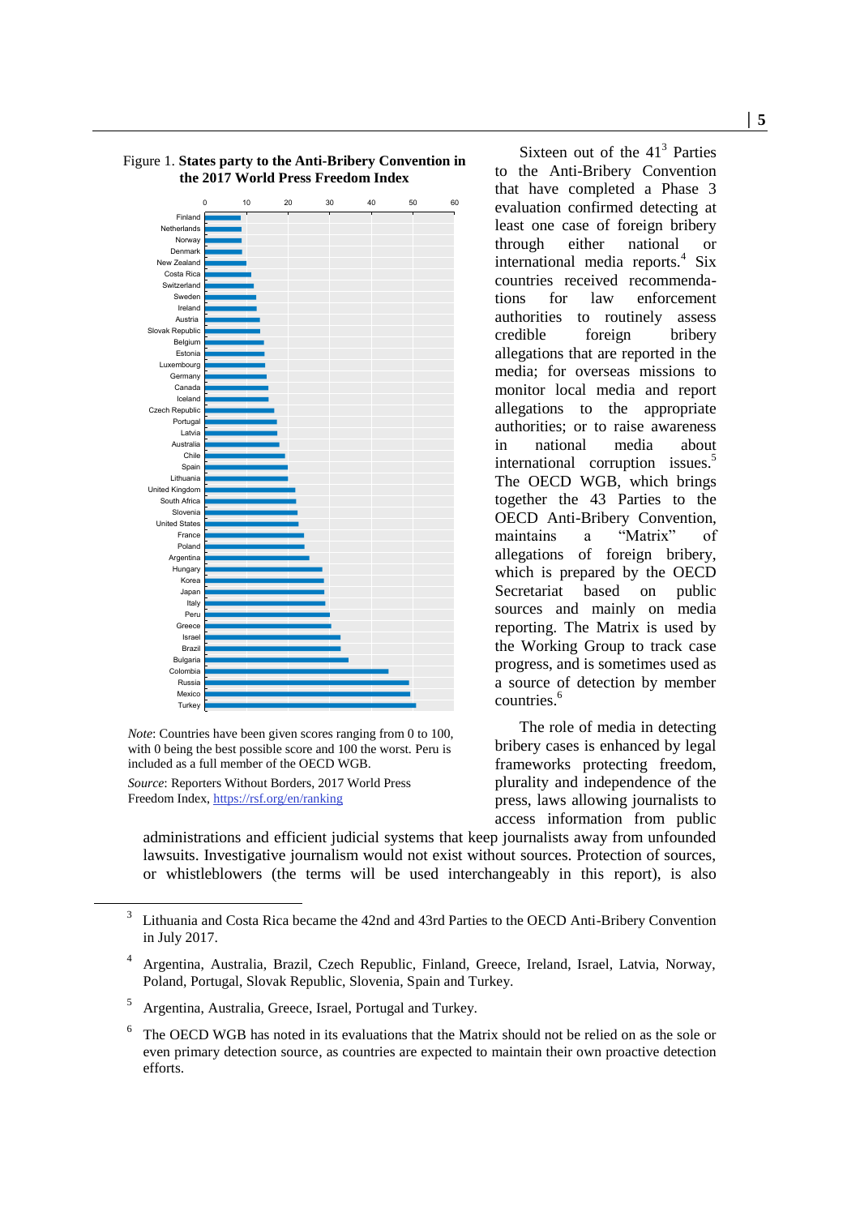Figure 1. **States party to the Anti-Bribery Convention in the 2017 World Press Freedom Index**

*Note*: Countries have been given scores ranging from 0 to 100, with 0 being the best possible score and 100 the worst. Peru is included as a full member of the OECD WGB.

*Source*: Reporters Without Borders, 2017 World Press Freedom Index, https://rsf.org/en/ranking

Sixteen out of the 41[3] Parties to the Anti-Bribery Convention that have completed a Phase 3 evaluation confirmed detecting at least one case of foreign bribery through either national or international media reports.[4] Six countries received recommendations for law enforcement authorities to routinely assess credible foreign bribery allegations that are reported in the media; for overseas missions to monitor local media and report allegations to the appropriate authorities; or to raise awareness in national media about international corruption issues.[5] The OECD WGB, which brings together the 43 Parties to the OECD Anti-Bribery Convention, maintains a "Matrix" of allegations of foreign bribery, which is prepared by the OECD Secretariat based on public sources and mainly on media reporting. The Matrix is used by the Working Group to track case progress, and is sometimes used as a source of detection by member countries.[6]

The role of media in detecting bribery cases is enhanced by legal frameworks protecting freedom, plurality and independence of the press, laws allowing journalists to access information from public administrations and efficient judicial systems that keep journalists away from unfounded lawsuits. Investigative journalism would not exist without sources. Protection of sources, or whistleblowers (the terms will be used interchangeably in this report), is also

---

[3] Lithuania and Costa Rica became the 42nd and 43rd Parties to the OECD Anti-Bribery Convention in July 2017.

[4] Argentina, Australia, Brazil, Czech Republic, Finland, Greece, Ireland, Israel, Latvia, Norway, Poland, Portugal, Slovak Republic, Slovenia, Spain and Turkey.

[5] Argentina, Australia, Greece, Israel, Portugal and Turkey.

[6] The OECD WGB has noted in its evaluations that the Matrix should not be relied on as the sole or even primary detection source, as countries are expected to maintain their own proactive detection efforts.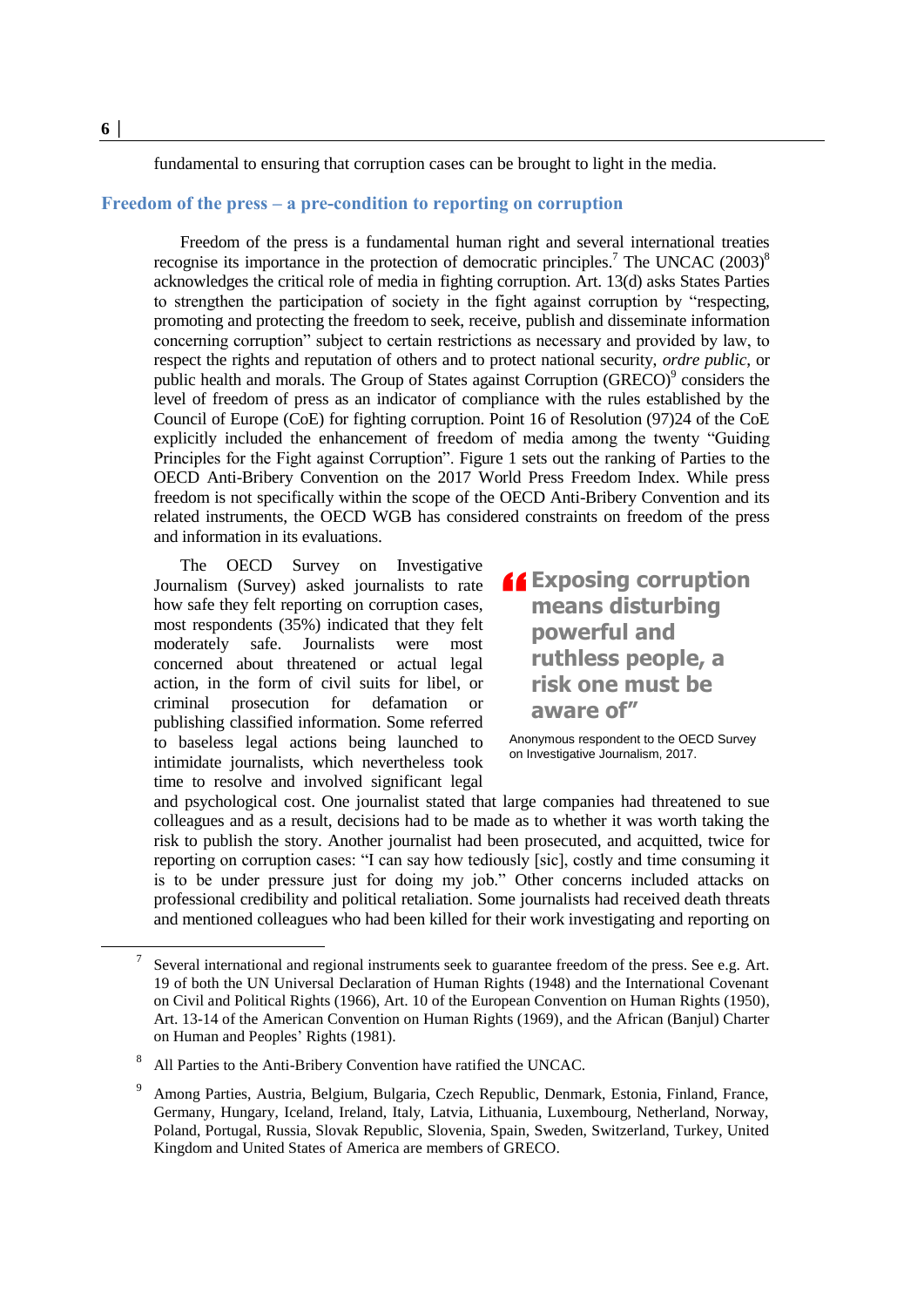fundamental to ensuring that corruption cases can be brought to light in the media.

## Freedom of the press – a pre-condition to reporting on corruption

Freedom of the press is a fundamental human right and several international treaties recognise its importance in the protection of democratic principles.[7] The UNCAC (2003)[8] acknowledges the critical role of media in fighting corruption. Art. 13(d) asks States Parties to strengthen the participation of society in the fight against corruption by "respecting, promoting and protecting the freedom to seek, receive, publish and disseminate information concerning corruption" subject to certain restrictions as necessary and provided by law, to respect the rights and reputation of others and to protect national security, *ordre public*, or public health and morals. The Group of States against Corruption (GRECO)[9] considers the level of freedom of press as an indicator of compliance with the rules established by the Council of Europe (CoE) for fighting corruption. Point 16 of Resolution (97)24 of the CoE explicitly included the enhancement of freedom of media among the twenty "Guiding Principles for the Fight against Corruption". Figure 1 sets out the ranking of Parties to the OECD Anti-Bribery Convention on the 2017 World Press Freedom Index. While press freedom is not specifically within the scope of the OECD Anti-Bribery Convention and its related instruments, the OECD WGB has considered constraints on freedom of the press and information in its evaluations.

> **"Exposing corruption means disturbing powerful and ruthless people, a risk one must be aware of"**
>
> Anonymous respondent to the OECD Survey on Investigative Journalism, 2017.

The OECD Survey on Investigative Journalism (Survey) asked journalists to rate how safe they felt reporting on corruption cases, most respondents (35%) indicated that they felt moderately safe. Journalists were most concerned about threatened or actual legal action, in the form of civil suits for libel, or criminal prosecution for defamation or publishing classified information. Some referred to baseless legal actions being launched to intimidate journalists, which nevertheless took time to resolve and involved significant legal and psychological cost. One journalist stated that large companies had threatened to sue colleagues and as a result, decisions had to be made as to whether it was worth taking the risk to publish the story. Another journalist had been prosecuted, and acquitted, twice for reporting on corruption cases: "I can say how tediously [sic], costly and time consuming it is to be under pressure just for doing my job." Other concerns included attacks on professional credibility and political retaliation. Some journalists had received death threats and mentioned colleagues who had been killed for their work investigating and reporting on

---

7. Several international and regional instruments seek to guarantee freedom of the press. See e.g. Art. 19 of both the UN Universal Declaration of Human Rights (1948) and the International Covenant on Civil and Political Rights (1966), Art. 10 of the European Convention on Human Rights (1950), Art. 13-14 of the American Convention on Human Rights (1969), and the African (Banjul) Charter on Human and Peoples' Rights (1981).

8. All Parties to the Anti-Bribery Convention have ratified the UNCAC.

9. Among Parties, Austria, Belgium, Bulgaria, Czech Republic, Denmark, Estonia, Finland, France, Germany, Hungary, Iceland, Ireland, Italy, Latvia, Lithuania, Luxembourg, Netherland, Norway, Poland, Portugal, Russia, Slovak Republic, Slovenia, Spain, Sweden, Switzerland, Turkey, United Kingdom and United States of America are members of GRECO.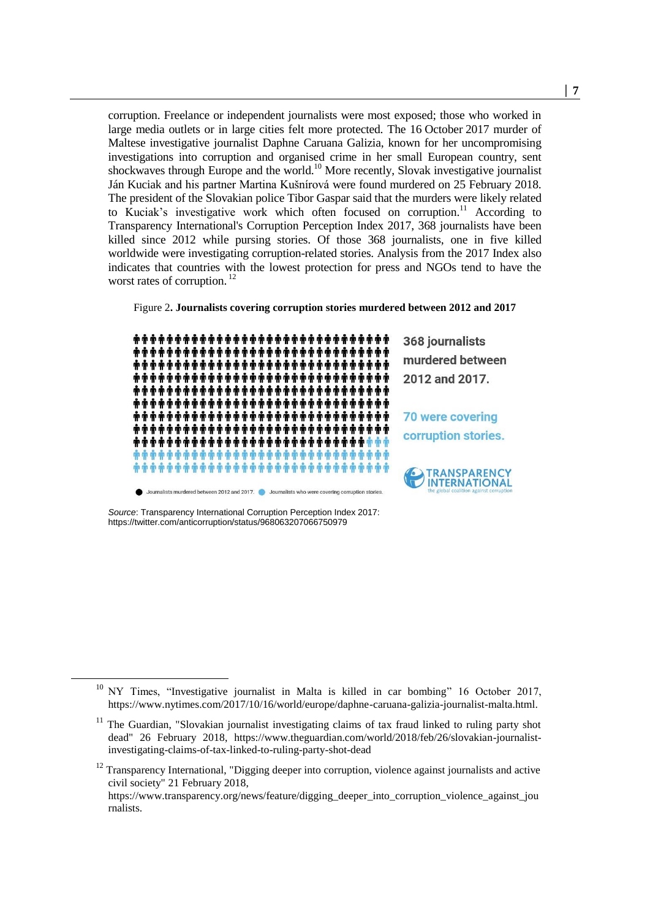corruption. Freelance or independent journalists were most exposed; those who worked in large media outlets or in large cities felt more protected. The 16 October 2017 murder of Maltese investigative journalist Daphne Caruana Galizia, known for her uncompromising investigations into corruption and organised crime in her small European country, sent shockwaves through Europe and the world.[10] More recently, Slovak investigative journalist Ján Kuciak and his partner Martina Kušnírová were found murdered on 25 February 2018. The president of the Slovakian police Tibor Gaspar said that the murders were likely related to Kuciak's investigative work which often focused on corruption.[11] According to Transparency International's Corruption Perception Index 2017, 368 journalists have been killed since 2012 while pursing stories. Of those 368 journalists, one in five killed worldwide were investigating corruption-related stories. Analysis from the 2017 Index also indicates that countries with the lowest protection for press and NGOs tend to have the worst rates of corruption.[12]

Figure 2. **Journalists covering corruption stories murdered between 2012 and 2017**

368 journalists murdered between 2012 and 2017.

70 were covering corruption stories.

TRANSPARENCY INTERNATIONAL the global coalition against corruption

Journalists murdered between 2012 and 2017. Journalists who were covering corruption stories.

*Source*: Transparency International Corruption Perception Index 2017: https://twitter.com/anticorruption/status/968063207066750979

---

[10] NY Times, "Investigative journalist in Malta is killed in car bombing" 16 October 2017, https://www.nytimes.com/2017/10/16/world/europe/daphne-caruana-galizia-journalist-malta.html.

[11] The Guardian, "Slovakian journalist investigating claims of tax fraud linked to ruling party shot dead" 26 February 2018, https://www.theguardian.com/world/2018/feb/26/slovakian-journalist-investigating-claims-of-tax-linked-to-ruling-party-shot-dead

[12] Transparency International, "Digging deeper into corruption, violence against journalists and active civil society" 21 February 2018, https://www.transparency.org/news/feature/digging_deeper_into_corruption_violence_against_journalists.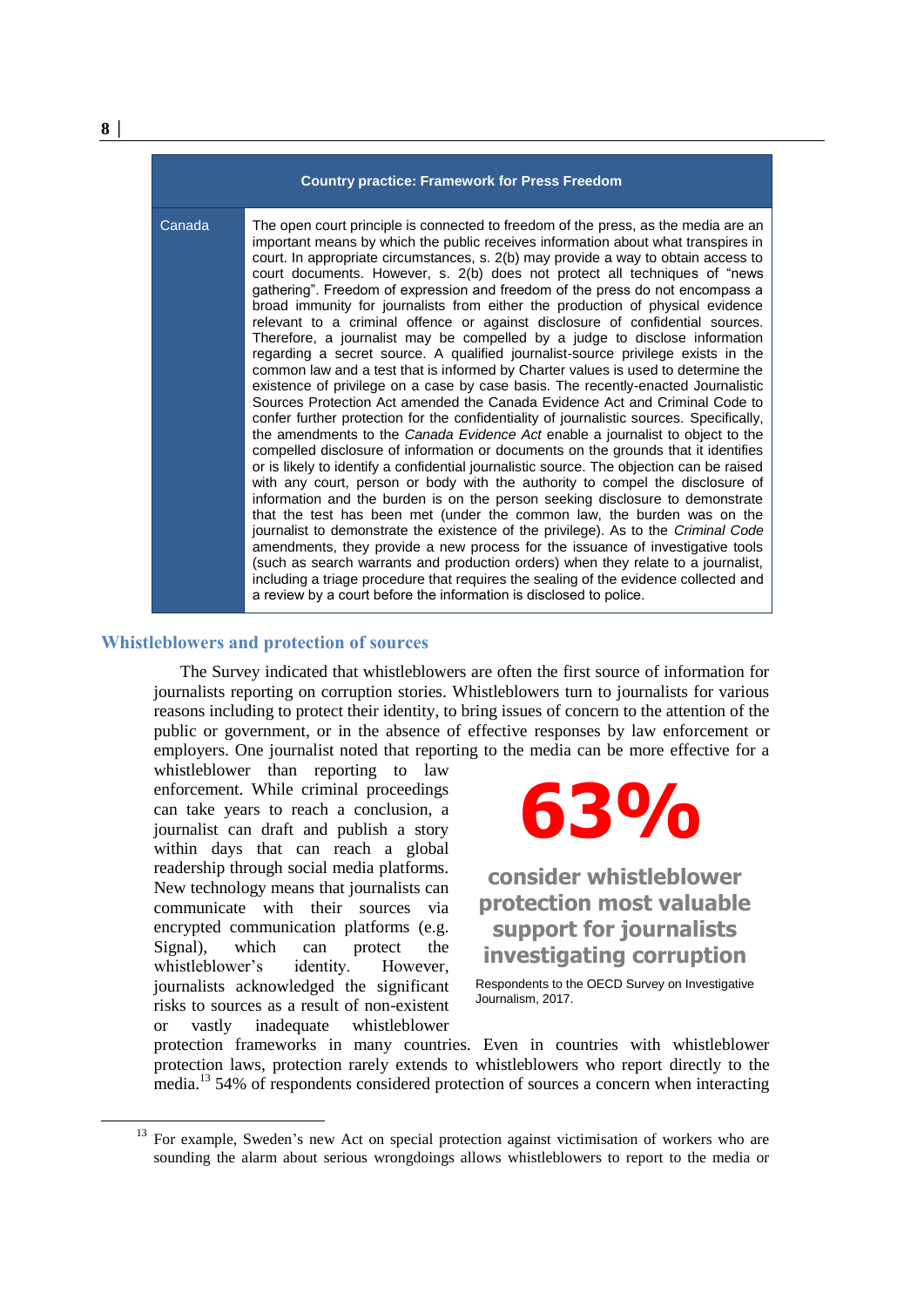| Country practice: Framework for Press Freedom | |
|---|---|
| Canada | The open court principle is connected to freedom of the press, as the media are an important means by which the public receives information about what transpires in court. In appropriate circumstances, s. 2(b) may provide a way to obtain access to court documents. However, s. 2(b) does not protect all techniques of "news gathering". Freedom of expression and freedom of the press do not encompass a broad immunity for journalists from either the production of physical evidence relevant to a criminal offence or against disclosure of confidential sources. Therefore, a journalist may be compelled by a judge to disclose information regarding a secret source. A qualified journalist-source privilege exists in the common law and a test that is informed by Charter values is used to determine the existence of privilege on a case by case basis. The recently-enacted Journalistic Sources Protection Act amended the Canada Evidence Act and Criminal Code to confer further protection for the confidentiality of journalistic sources. Specifically, the amendments to the *Canada Evidence Act* enable a journalist to object to the compelled disclosure of information or documents on the grounds that it identifies or is likely to identify a confidential journalistic source. The objection can be raised with any court, person or body with the authority to compel the disclosure of information and the burden is on the person seeking disclosure to demonstrate that the test has been met (under the common law, the burden was on the journalist to demonstrate the existence of the privilege). As to the *Criminal Code* amendments, they provide a new process for the issuance of investigative tools (such as search warrants and production orders) when they relate to a journalist, including a triage procedure that requires the sealing of the evidence collected and a review by a court before the information is disclosed to police. |

## Whistleblowers and protection of sources

The Survey indicated that whistleblowers are often the first source of information for journalists reporting on corruption stories. Whistleblowers turn to journalists for various reasons including to protect their identity, to bring issues of concern to the attention of the public or government, or in the absence of effective responses by law enforcement or employers. One journalist noted that reporting to the media can be more effective for a whistleblower than reporting to law enforcement. While criminal proceedings can take years to reach a conclusion, a journalist can draft and publish a story within days that can reach a global readership through social media platforms. New technology means that journalists can communicate with their sources via encrypted communication platforms (e.g. Signal), which can protect the whistleblower's identity. However, journalists acknowledged the significant risks to sources as a result of non-existent or vastly inadequate whistleblower protection frameworks in many countries. Even in countries with whistleblower protection laws, protection rarely extends to whistleblowers who report directly to the media.[13] 54% of respondents considered protection of sources a concern when interacting

**63%**

**consider whistleblower protection most valuable support for journalists investigating corruption**

Respondents to the OECD Survey on Investigative Journalism, 2017.

[13] For example, Sweden's new Act on special protection against victimisation of workers who are sounding the alarm about serious wrongdoings allows whistleblowers to report to the media or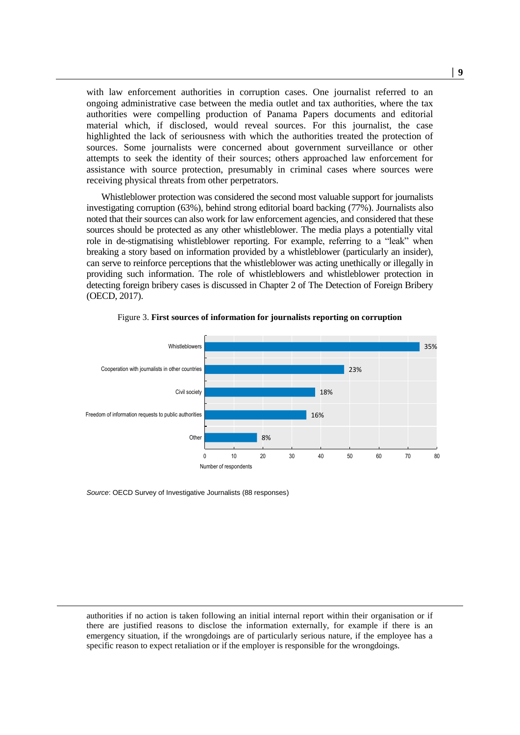with law enforcement authorities in corruption cases. One journalist referred to an ongoing administrative case between the media outlet and tax authorities, where the tax authorities were compelling production of Panama Papers documents and editorial material which, if disclosed, would reveal sources. For this journalist, the case highlighted the lack of seriousness with which the authorities treated the protection of sources. Some journalists were concerned about government surveillance or other attempts to seek the identity of their sources; others approached law enforcement for assistance with source protection, presumably in criminal cases where sources were receiving physical threats from other perpetrators.

Whistleblower protection was considered the second most valuable support for journalists investigating corruption (63%), behind strong editorial board backing (77%). Journalists also noted that their sources can also work for law enforcement agencies, and considered that these sources should be protected as any other whistleblower. The media plays a potentially vital role in de-stigmatising whistleblower reporting. For example, referring to a "leak" when breaking a story based on information provided by a whistleblower (particularly an insider), can serve to reinforce perceptions that the whistleblower was acting unethically or illegally in providing such information. The role of whistleblowers and whistleblower protection in detecting foreign bribery cases is discussed in Chapter 2 of The Detection of Foreign Bribery (OECD, 2017).

Figure 3. **First sources of information for journalists reporting on corruption**

| Source | Share |
|---|---|
| Whistleblowers | 35% |
| Cooperation with journalists in other countries | 23% |
| Civil society | 18% |
| Freedom of information requests to public authorities | 16% |
| Other | 8% |

Number of respondents (axis: 0–80)

*Source*: OECD Survey of Investigative Journalists (88 responses)

---

authorities if no action is taken following an initial internal report within their organisation or if there are justified reasons to disclose the information externally, for example if there is an emergency situation, if the wrongdoings are of particularly serious nature, if the employee has a specific reason to expect retaliation or if the employer is responsible for the wrongdoings.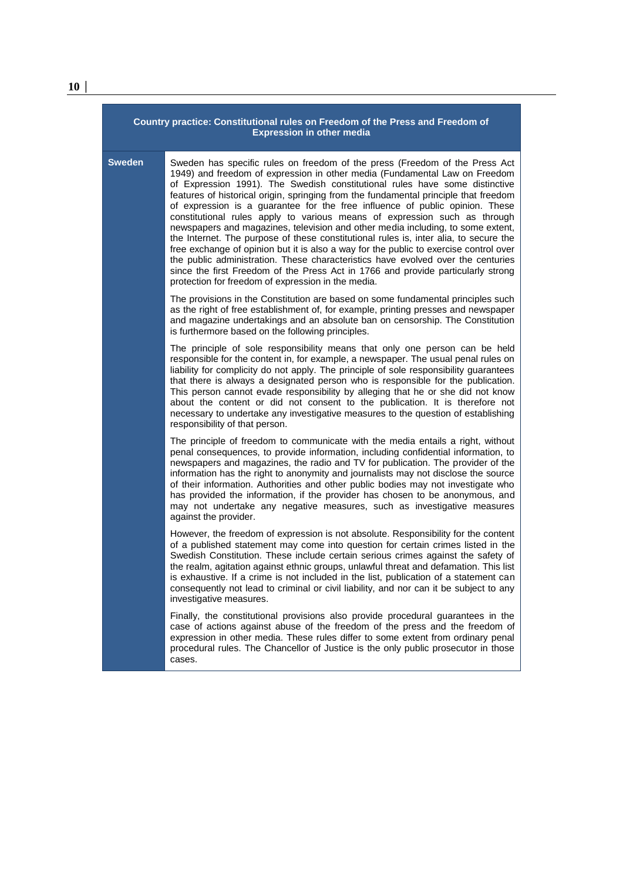| Country practice: Constitutional rules on Freedom of the Press and Freedom of Expression in other media | |
|---|---|
| **Sweden** | Sweden has specific rules on freedom of the press (Freedom of the Press Act 1949) and freedom of expression in other media (Fundamental Law on Freedom of Expression 1991). The Swedish constitutional rules have some distinctive features of historical origin, springing from the fundamental principle that freedom of expression is a guarantee for the free influence of public opinion. These constitutional rules apply to various means of expression such as through newspapers and magazines, television and other media including, to some extent, the Internet. The purpose of these constitutional rules is, inter alia, to secure the free exchange of opinion but it is also a way for the public to exercise control over the public administration. These characteristics have evolved over the centuries since the first Freedom of the Press Act in 1766 and provide particularly strong protection for freedom of expression in the media.<br><br>The provisions in the Constitution are based on some fundamental principles such as the right of free establishment of, for example, printing presses and newspaper and magazine undertakings and an absolute ban on censorship. The Constitution is furthermore based on the following principles.<br><br>The principle of sole responsibility means that only one person can be held responsible for the content in, for example, a newspaper. The usual penal rules on liability for complicity do not apply. The principle of sole responsibility guarantees that there is always a designated person who is responsible for the publication. This person cannot evade responsibility by alleging that he or she did not know about the content or did not consent to the publication. It is therefore not necessary to undertake any investigative measures to the question of establishing responsibility of that person.<br><br>The principle of freedom to communicate with the media entails a right, without penal consequences, to provide information, including confidential information, to newspapers and magazines, the radio and TV for publication. The provider of the information has the right to anonymity and journalists may not disclose the source of their information. Authorities and other public bodies may not investigate who has provided the information, if the provider has chosen to be anonymous, and may not undertake any negative measures, such as investigative measures against the provider.<br><br>However, the freedom of expression is not absolute. Responsibility for the content of a published statement may come into question for certain crimes listed in the Swedish Constitution. These include certain serious crimes against the safety of the realm, agitation against ethnic groups, unlawful threat and defamation. This list is exhaustive. If a crime is not included in the list, publication of a statement can consequently not lead to criminal or civil liability, and nor can it be subject to any investigative measures.<br><br>Finally, the constitutional provisions also provide procedural guarantees in the case of actions against abuse of the freedom of the press and the freedom of expression in other media. These rules differ to some extent from ordinary penal procedural rules. The Chancellor of Justice is the only public prosecutor in those cases. |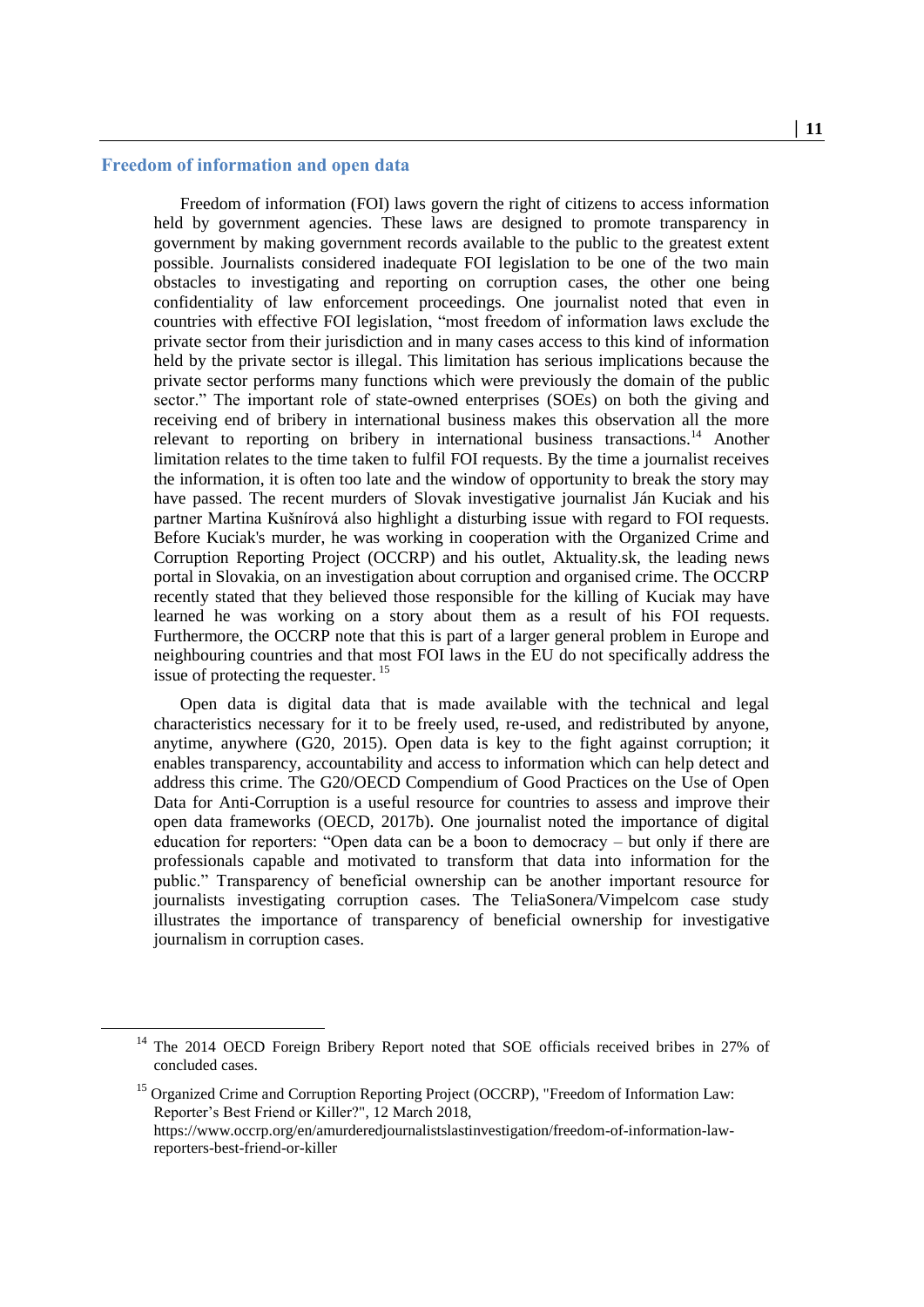## Freedom of information and open data

Freedom of information (FOI) laws govern the right of citizens to access information held by government agencies. These laws are designed to promote transparency in government by making government records available to the public to the greatest extent possible. Journalists considered inadequate FOI legislation to be one of the two main obstacles to investigating and reporting on corruption cases, the other one being confidentiality of law enforcement proceedings. One journalist noted that even in countries with effective FOI legislation, "most freedom of information laws exclude the private sector from their jurisdiction and in many cases access to this kind of information held by the private sector is illegal. This limitation has serious implications because the private sector performs many functions which were previously the domain of the public sector." The important role of state-owned enterprises (SOEs) on both the giving and receiving end of bribery in international business makes this observation all the more relevant to reporting on bribery in international business transactions.[14] Another limitation relates to the time taken to fulfil FOI requests. By the time a journalist receives the information, it is often too late and the window of opportunity to break the story may have passed. The recent murders of Slovak investigative journalist Ján Kuciak and his partner Martina Kušnírová also highlight a disturbing issue with regard to FOI requests. Before Kuciak's murder, he was working in cooperation with the Organized Crime and Corruption Reporting Project (OCCRP) and his outlet, Aktuality.sk, the leading news portal in Slovakia, on an investigation about corruption and organised crime. The OCCRP recently stated that they believed those responsible for the killing of Kuciak may have learned he was working on a story about them as a result of his FOI requests. Furthermore, the OCCRP note that this is part of a larger general problem in Europe and neighbouring countries and that most FOI laws in the EU do not specifically address the issue of protecting the requester.[15]

Open data is digital data that is made available with the technical and legal characteristics necessary for it to be freely used, re-used, and redistributed by anyone, anytime, anywhere (G20, 2015). Open data is key to the fight against corruption; it enables transparency, accountability and access to information which can help detect and address this crime. The G20/OECD Compendium of Good Practices on the Use of Open Data for Anti-Corruption is a useful resource for countries to assess and improve their open data frameworks (OECD, 2017b). One journalist noted the importance of digital education for reporters: "Open data can be a boon to democracy – but only if there are professionals capable and motivated to transform that data into information for the public." Transparency of beneficial ownership can be another important resource for journalists investigating corruption cases. The TeliaSonera/Vimpelcom case study illustrates the importance of transparency of beneficial ownership for investigative journalism in corruption cases.

---

[14] The 2014 OECD Foreign Bribery Report noted that SOE officials received bribes in 27% of concluded cases.

[15] Organized Crime and Corruption Reporting Project (OCCRP), "Freedom of Information Law: Reporter's Best Friend or Killer?", 12 March 2018, https://www.occrp.org/en/amurderedjournalistslastinvestigation/freedom-of-information-law-reporters-best-friend-or-killer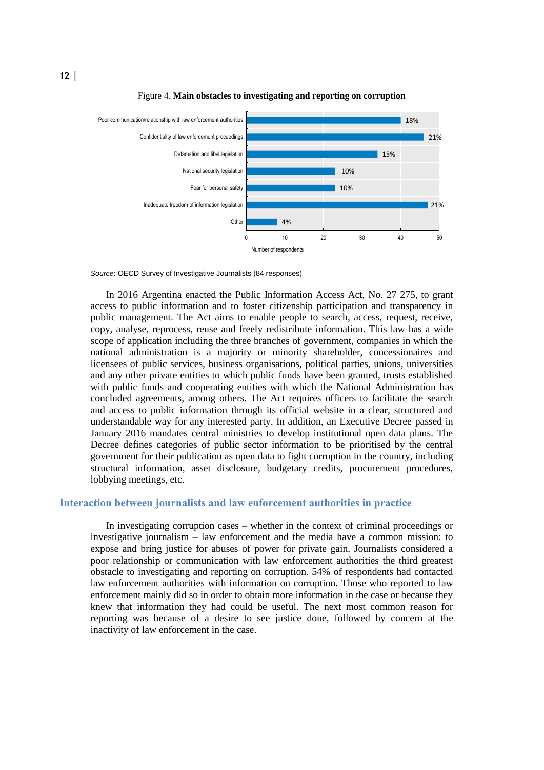Figure 4. **Main obstacles to investigating and reporting on corruption**

| Obstacle | Share |
|---|---|
| Poor communication/relationship with law enforcement authorities | 18% |
| Confidentiality of law enforcement proceedings | 21% |
| Defamation and libel legislation | 15% |
| National security legislation | 10% |
| Fear for personal safety | 10% |
| Inadequate freedom of information legislation | 21% |
| Other | 4% |

Number of respondents

*Source*: OECD Survey of Investigative Journalists (84 responses)

In 2016 Argentina enacted the Public Information Access Act, No. 27 275, to grant access to public information and to foster citizenship participation and transparency in public management. The Act aims to enable people to search, access, request, receive, copy, analyse, reprocess, reuse and freely redistribute information. This law has a wide scope of application including the three branches of government, companies in which the national administration is a majority or minority shareholder, concessionaires and licensees of public services, business organisations, political parties, unions, universities and any other private entities to which public funds have been granted, trusts established with public funds and cooperating entities with which the National Administration has concluded agreements, among others. The Act requires officers to facilitate the search and access to public information through its official website in a clear, structured and understandable way for any interested party. In addition, an Executive Decree passed in January 2016 mandates central ministries to develop institutional open data plans. The Decree defines categories of public sector information to be prioritised by the central government for their publication as open data to fight corruption in the country, including structural information, asset disclosure, budgetary credits, procurement procedures, lobbying meetings, etc.

## Interaction between journalists and law enforcement authorities in practice

In investigating corruption cases – whether in the context of criminal proceedings or investigative journalism – law enforcement and the media have a common mission: to expose and bring justice for abuses of power for private gain. Journalists considered a poor relationship or communication with law enforcement authorities the third greatest obstacle to investigating and reporting on corruption. 54% of respondents had contacted law enforcement authorities with information on corruption. Those who reported to law enforcement mainly did so in order to obtain more information in the case or because they knew that information they had could be useful. The next most common reason for reporting was because of a desire to see justice done, followed by concern at the inactivity of law enforcement in the case.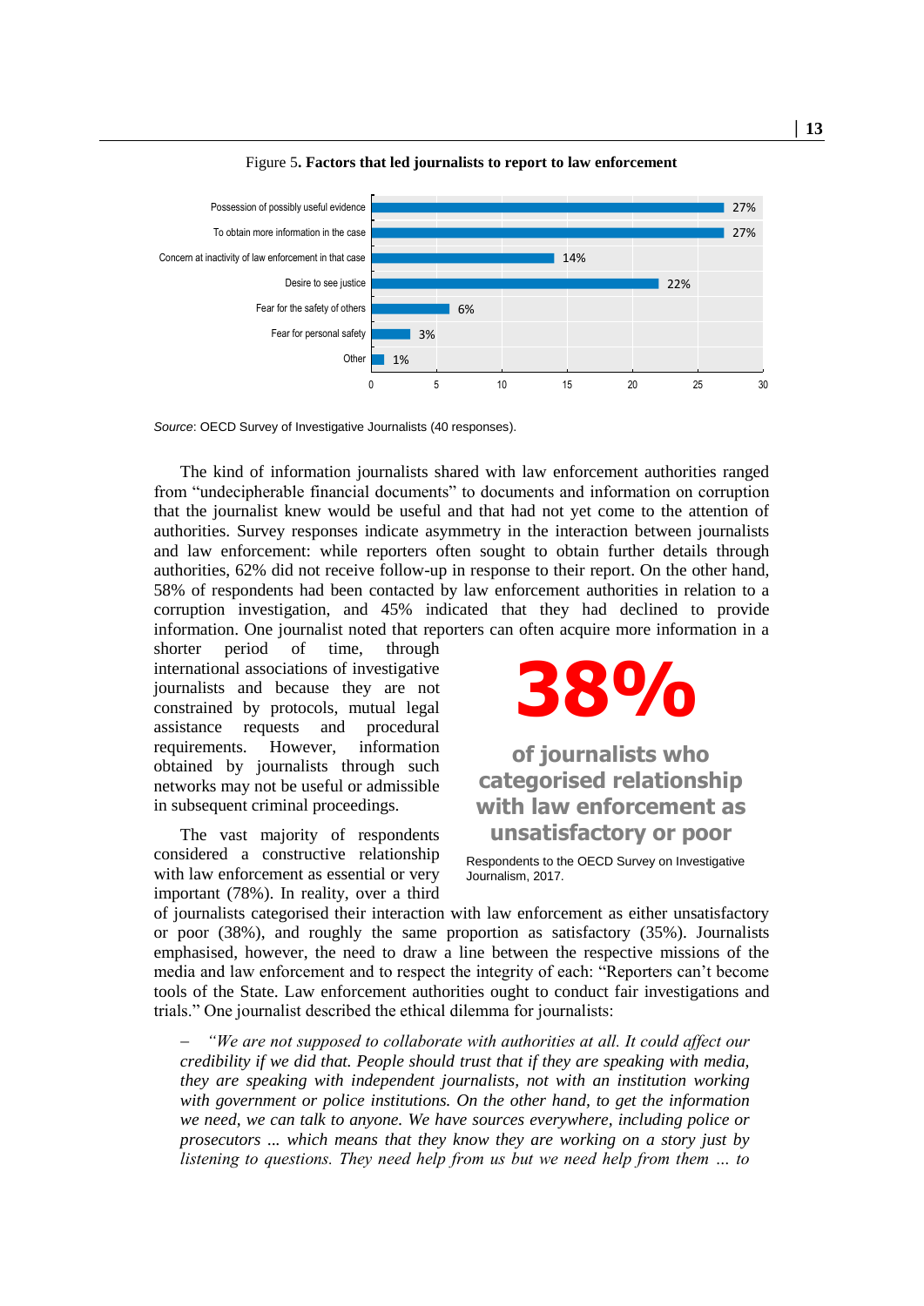Figure 5. **Factors that led journalists to report to law enforcement**

| Factor | % |
|---|---|
| Possession of possibly useful evidence | 27% |
| To obtain more information in the case | 27% |
| Concern at inactivity of law enforcement in that case | 14% |
| Desire to see justice | 22% |
| Fear for the safety of others | 6% |
| Fear for personal safety | 3% |
| Other | 1% |

*Source*: OECD Survey of Investigative Journalists (40 responses).

The kind of information journalists shared with law enforcement authorities ranged from "undecipherable financial documents" to documents and information on corruption that the journalist knew would be useful and that had not yet come to the attention of authorities. Survey responses indicate asymmetry in the interaction between journalists and law enforcement: while reporters often sought to obtain further details through authorities, 62% did not receive follow-up in response to their report. On the other hand, 58% of respondents had been contacted by law enforcement authorities in relation to a corruption investigation, and 45% indicated that they had declined to provide information. One journalist noted that reporters can often acquire more information in a shorter period of time, through international associations of investigative journalists and because they are not constrained by protocols, mutual legal assistance requests and procedural requirements. However, information obtained by journalists through such networks may not be useful or admissible in subsequent criminal proceedings.

**38%**

**of journalists who categorised relationship with law enforcement as unsatisfactory or poor**

Respondents to the OECD Survey on Investigative Journalism, 2017.

The vast majority of respondents considered a constructive relationship with law enforcement as essential or very important (78%). In reality, over a third of journalists categorised their interaction with law enforcement as either unsatisfactory or poor (38%), and roughly the same proportion as satisfactory (35%). Journalists emphasised, however, the need to draw a line between the respective missions of the media and law enforcement and to respect the integrity of each: "Reporters can't become tools of the State. Law enforcement authorities ought to conduct fair investigations and trials." One journalist described the ethical dilemma for journalists:

– *"We are not supposed to collaborate with authorities at all. It could affect our credibility if we did that. People should trust that if they are speaking with media, they are speaking with independent journalists, not with an institution working with government or police institutions. On the other hand, to get the information we need, we can talk to anyone. We have sources everywhere, including police or prosecutors ... which means that they know they are working on a story just by listening to questions. They need help from us but we need help from them ... to*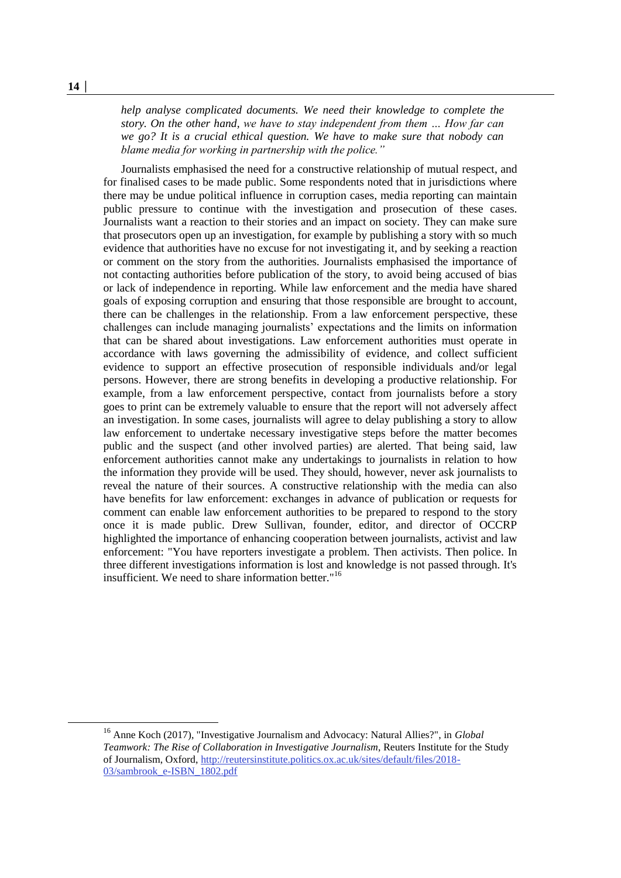*help analyse complicated documents. We need their knowledge to complete the story. On the other hand, we have to stay independent from them … How far can we go? It is a crucial ethical question. We have to make sure that nobody can blame media for working in partnership with the police."*

Journalists emphasised the need for a constructive relationship of mutual respect, and for finalised cases to be made public. Some respondents noted that in jurisdictions where there may be undue political influence in corruption cases, media reporting can maintain public pressure to continue with the investigation and prosecution of these cases. Journalists want a reaction to their stories and an impact on society. They can make sure that prosecutors open up an investigation, for example by publishing a story with so much evidence that authorities have no excuse for not investigating it, and by seeking a reaction or comment on the story from the authorities. Journalists emphasised the importance of not contacting authorities before publication of the story, to avoid being accused of bias or lack of independence in reporting. While law enforcement and the media have shared goals of exposing corruption and ensuring that those responsible are brought to account, there can be challenges in the relationship. From a law enforcement perspective, these challenges can include managing journalists' expectations and the limits on information that can be shared about investigations. Law enforcement authorities must operate in accordance with laws governing the admissibility of evidence, and collect sufficient evidence to support an effective prosecution of responsible individuals and/or legal persons. However, there are strong benefits in developing a productive relationship. For example, from a law enforcement perspective, contact from journalists before a story goes to print can be extremely valuable to ensure that the report will not adversely affect an investigation. In some cases, journalists will agree to delay publishing a story to allow law enforcement to undertake necessary investigative steps before the matter becomes public and the suspect (and other involved parties) are alerted. That being said, law enforcement authorities cannot make any undertakings to journalists in relation to how the information they provide will be used. They should, however, never ask journalists to reveal the nature of their sources. A constructive relationship with the media can also have benefits for law enforcement: exchanges in advance of publication or requests for comment can enable law enforcement authorities to be prepared to respond to the story once it is made public. Drew Sullivan, founder, editor, and director of OCCRP highlighted the importance of enhancing cooperation between journalists, activist and law enforcement: "You have reporters investigate a problem. Then activists. Then police. In three different investigations information is lost and knowledge is not passed through. It's insufficient. We need to share information better."[16]

---

[16] Anne Koch (2017), "Investigative Journalism and Advocacy: Natural Allies?", in *Global Teamwork: The Rise of Collaboration in Investigative Journalism*, Reuters Institute for the Study of Journalism, Oxford, http://reutersinstitute.politics.ox.ac.uk/sites/default/files/2018-03/sambrook_e-ISBN_1802.pdf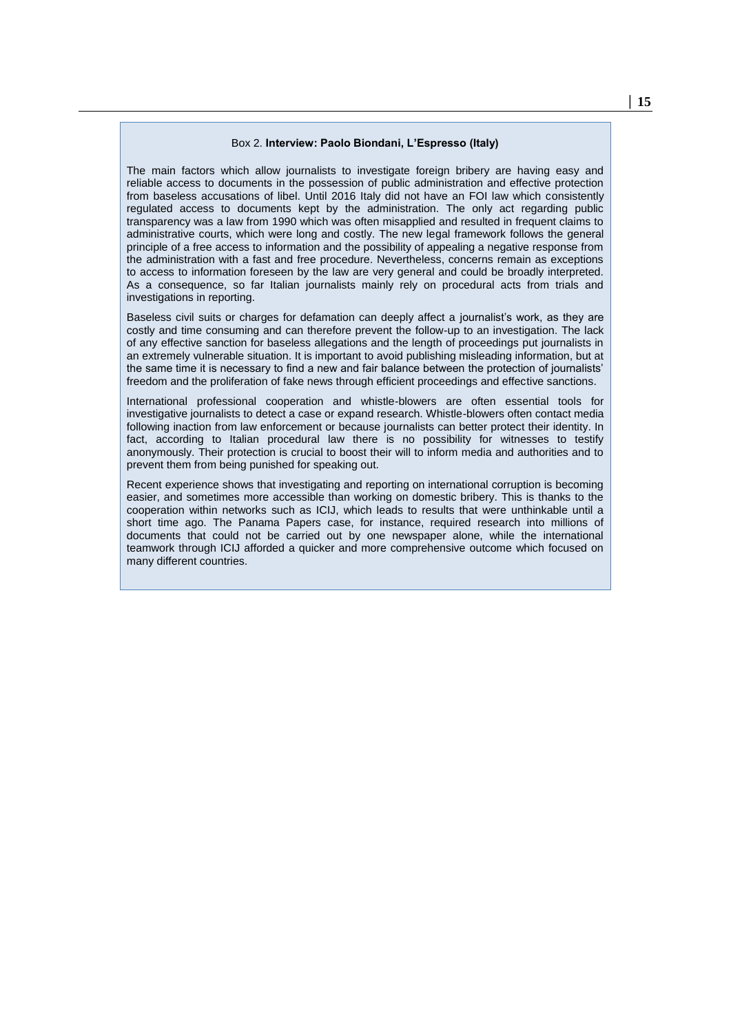Box 2. **Interview: Paolo Biondani, L'Espresso (Italy)**

The main factors which allow journalists to investigate foreign bribery are having easy and reliable access to documents in the possession of public administration and effective protection from baseless accusations of libel. Until 2016 Italy did not have an FOI law which consistently regulated access to documents kept by the administration. The only act regarding public transparency was a law from 1990 which was often misapplied and resulted in frequent claims to administrative courts, which were long and costly. The new legal framework follows the general principle of a free access to information and the possibility of appealing a negative response from the administration with a fast and free procedure. Nevertheless, concerns remain as exceptions to access to information foreseen by the law are very general and could be broadly interpreted. As a consequence, so far Italian journalists mainly rely on procedural acts from trials and investigations in reporting.

Baseless civil suits or charges for defamation can deeply affect a journalist's work, as they are costly and time consuming and can therefore prevent the follow-up to an investigation. The lack of any effective sanction for baseless allegations and the length of proceedings put journalists in an extremely vulnerable situation. It is important to avoid publishing misleading information, but at the same time it is necessary to find a new and fair balance between the protection of journalists' freedom and the proliferation of fake news through efficient proceedings and effective sanctions.

International professional cooperation and whistle-blowers are often essential tools for investigative journalists to detect a case or expand research. Whistle-blowers often contact media following inaction from law enforcement or because journalists can better protect their identity. In fact, according to Italian procedural law there is no possibility for witnesses to testify anonymously. Their protection is crucial to boost their will to inform media and authorities and to prevent them from being punished for speaking out.

Recent experience shows that investigating and reporting on international corruption is becoming easier, and sometimes more accessible than working on domestic bribery. This is thanks to the cooperation within networks such as ICIJ, which leads to results that were unthinkable until a short time ago. The Panama Papers case, for instance, required research into millions of documents that could not be carried out by one newspaper alone, while the international teamwork through ICIJ afforded a quicker and more comprehensive outcome which focused on many different countries.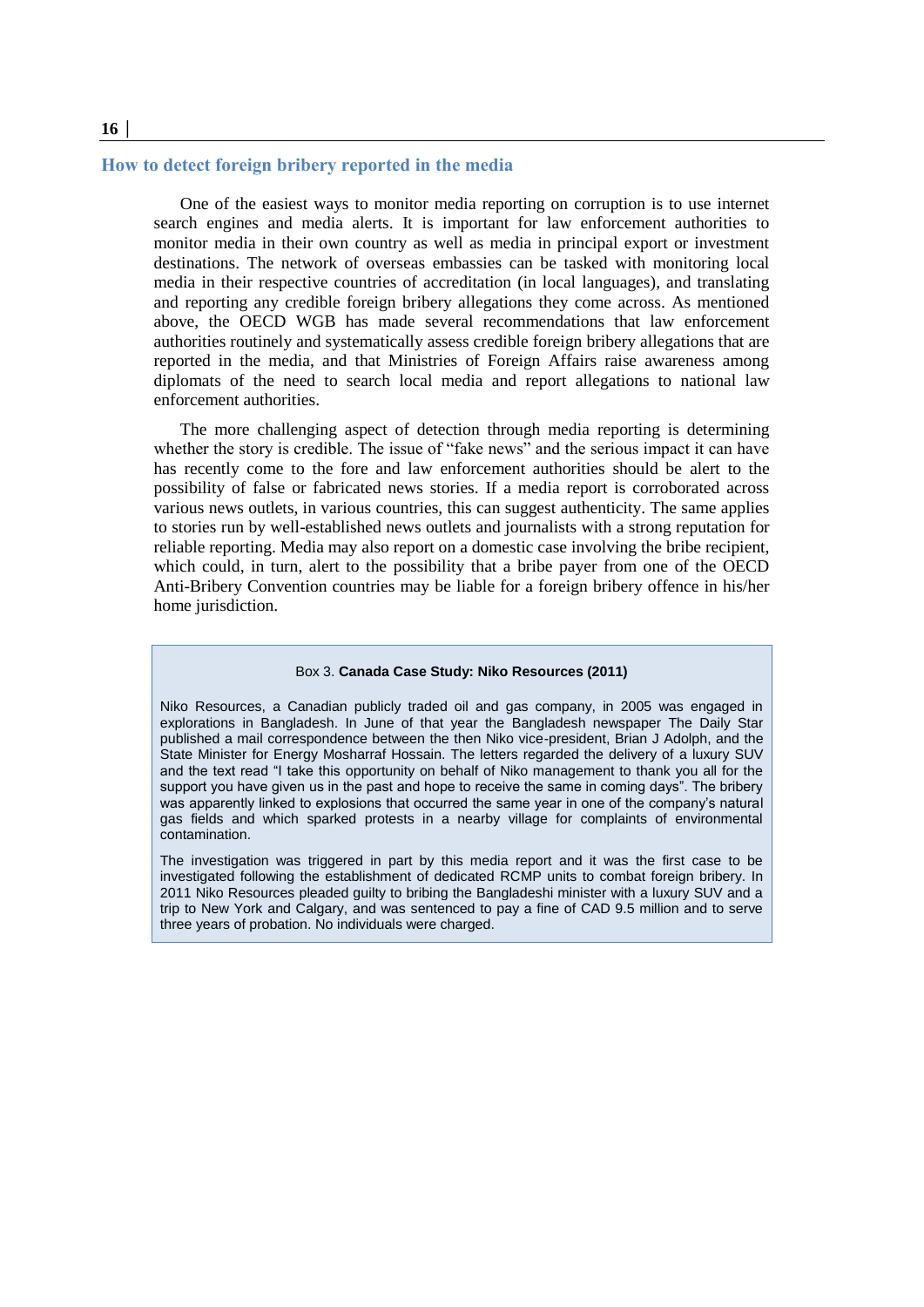## How to detect foreign bribery reported in the media

One of the easiest ways to monitor media reporting on corruption is to use internet search engines and media alerts. It is important for law enforcement authorities to monitor media in their own country as well as media in principal export or investment destinations. The network of overseas embassies can be tasked with monitoring local media in their respective countries of accreditation (in local languages), and translating and reporting any credible foreign bribery allegations they come across. As mentioned above, the OECD WGB has made several recommendations that law enforcement authorities routinely and systematically assess credible foreign bribery allegations that are reported in the media, and that Ministries of Foreign Affairs raise awareness among diplomats of the need to search local media and report allegations to national law enforcement authorities.

The more challenging aspect of detection through media reporting is determining whether the story is credible. The issue of "fake news" and the serious impact it can have has recently come to the fore and law enforcement authorities should be alert to the possibility of false or fabricated news stories. If a media report is corroborated across various news outlets, in various countries, this can suggest authenticity. The same applies to stories run by well-established news outlets and journalists with a strong reputation for reliable reporting. Media may also report on a domestic case involving the bribe recipient, which could, in turn, alert to the possibility that a bribe payer from one of the OECD Anti-Bribery Convention countries may be liable for a foreign bribery offence in his/her home jurisdiction.

> Box 3. **Canada Case Study: Niko Resources (2011)**
>
> Niko Resources, a Canadian publicly traded oil and gas company, in 2005 was engaged in explorations in Bangladesh. In June of that year the Bangladesh newspaper The Daily Star published a mail correspondence between the then Niko vice-president, Brian J Adolph, and the State Minister for Energy Mosharraf Hossain. The letters regarded the delivery of a luxury SUV and the text read "I take this opportunity on behalf of Niko management to thank you all for the support you have given us in the past and hope to receive the same in coming days". The bribery was apparently linked to explosions that occurred the same year in one of the company's natural gas fields and which sparked protests in a nearby village for complaints of environmental contamination.
>
> The investigation was triggered in part by this media report and it was the first case to be investigated following the establishment of dedicated RCMP units to combat foreign bribery. In 2011 Niko Resources pleaded guilty to bribing the Bangladeshi minister with a luxury SUV and a trip to New York and Calgary, and was sentenced to pay a fine of CAD 9.5 million and to serve three years of probation. No individuals were charged.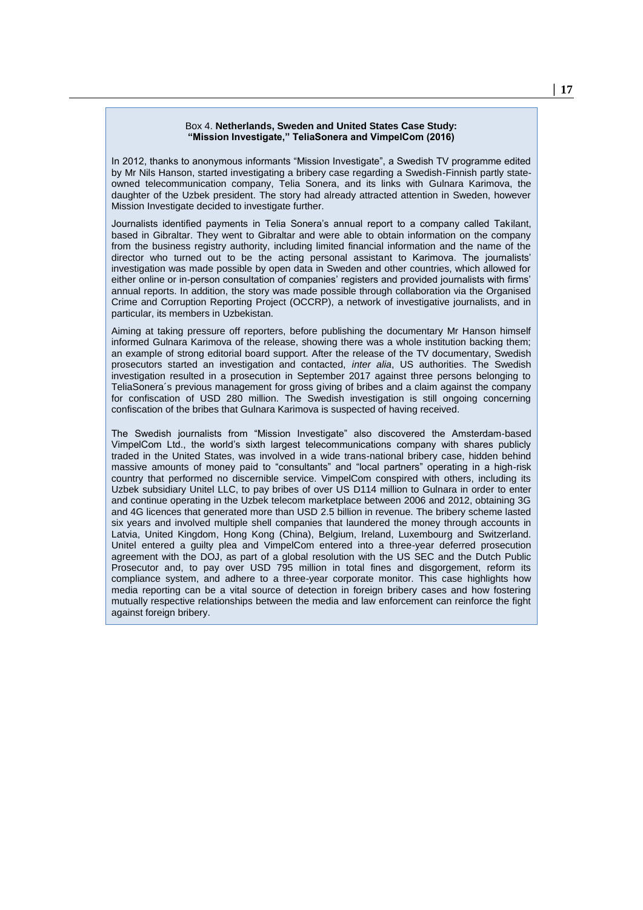### Box 4. **Netherlands, Sweden and United States Case Study: "Mission Investigate," TeliaSonera and VimpelCom (2016)**

In 2012, thanks to anonymous informants "Mission Investigate", a Swedish TV programme edited by Mr Nils Hanson, started investigating a bribery case regarding a Swedish-Finnish partly state-owned telecommunication company, Telia Sonera, and its links with Gulnara Karimova, the daughter of the Uzbek president. The story had already attracted attention in Sweden, however Mission Investigate decided to investigate further.

Journalists identified payments in Telia Sonera's annual report to a company called Takilant, based in Gibraltar. They went to Gibraltar and were able to obtain information on the company from the business registry authority, including limited financial information and the name of the director who turned out to be the acting personal assistant to Karimova. The journalists' investigation was made possible by open data in Sweden and other countries, which allowed for either online or in-person consultation of companies' registers and provided journalists with firms' annual reports. In addition, the story was made possible through collaboration via the Organised Crime and Corruption Reporting Project (OCCRP), a network of investigative journalists, and in particular, its members in Uzbekistan.

Aiming at taking pressure off reporters, before publishing the documentary Mr Hanson himself informed Gulnara Karimova of the release, showing there was a whole institution backing them; an example of strong editorial board support. After the release of the TV documentary, Swedish prosecutors started an investigation and contacted, *inter alia*, US authorities. The Swedish investigation resulted in a prosecution in September 2017 against three persons belonging to TeliaSonera´s previous management for gross giving of bribes and a claim against the company for confiscation of USD 280 million. The Swedish investigation is still ongoing concerning confiscation of the bribes that Gulnara Karimova is suspected of having received.

The Swedish journalists from "Mission Investigate" also discovered the Amsterdam-based VimpelCom Ltd., the world's sixth largest telecommunications company with shares publicly traded in the United States, was involved in a wide trans-national bribery case, hidden behind massive amounts of money paid to "consultants" and "local partners" operating in a high-risk country that performed no discernible service. VimpelCom conspired with others, including its Uzbek subsidiary Unitel LLC, to pay bribes of over US D114 million to Gulnara in order to enter and continue operating in the Uzbek telecom marketplace between 2006 and 2012, obtaining 3G and 4G licences that generated more than USD 2.5 billion in revenue. The bribery scheme lasted six years and involved multiple shell companies that laundered the money through accounts in Latvia, United Kingdom, Hong Kong (China), Belgium, Ireland, Luxembourg and Switzerland. Unitel entered a guilty plea and VimpelCom entered into a three-year deferred prosecution agreement with the DOJ, as part of a global resolution with the US SEC and the Dutch Public Prosecutor and, to pay over USD 795 million in total fines and disgorgement, reform its compliance system, and adhere to a three-year corporate monitor. This case highlights how media reporting can be a vital source of detection in foreign bribery cases and how fostering mutually respective relationships between the media and law enforcement can reinforce the fight against foreign bribery.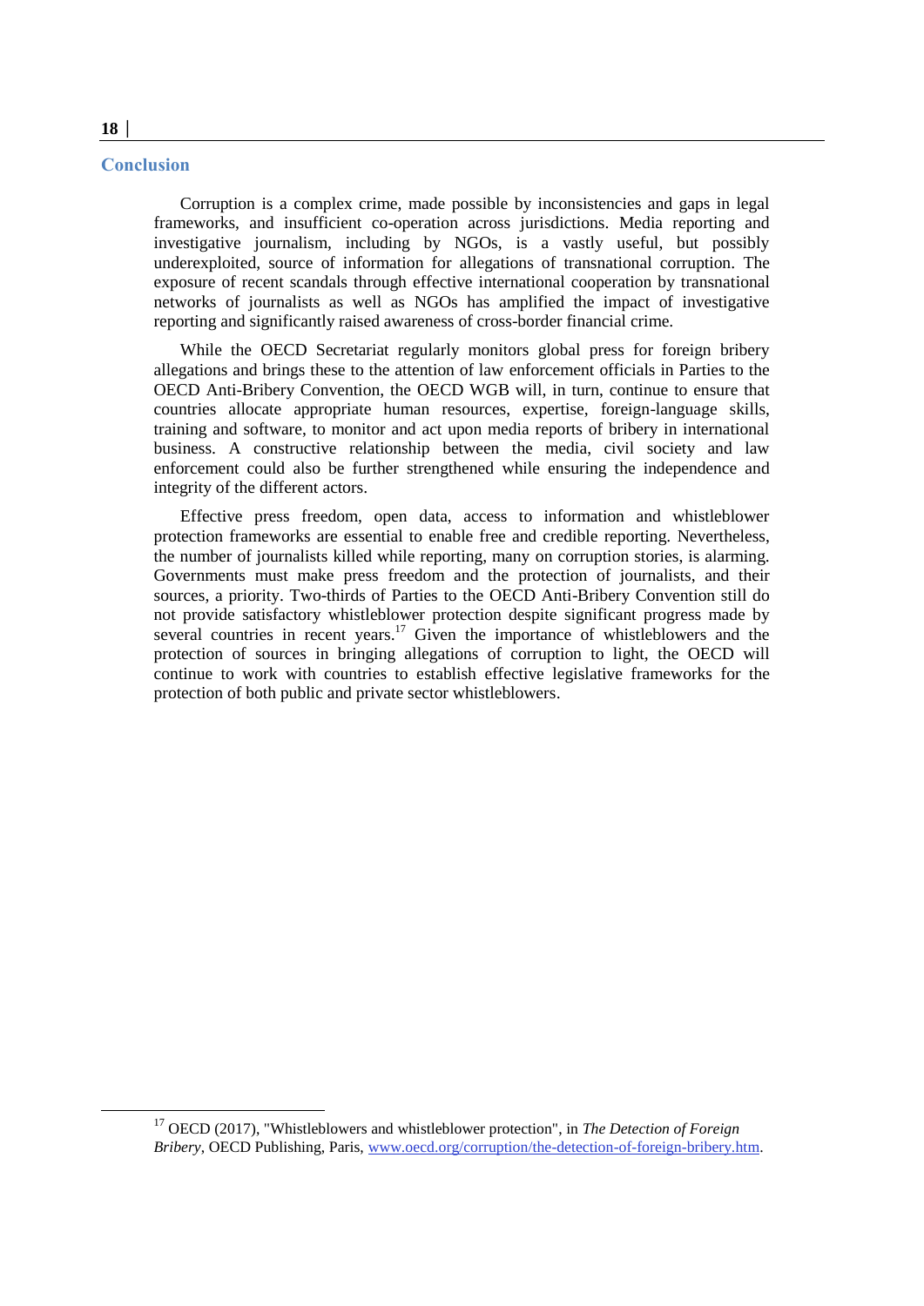## Conclusion

Corruption is a complex crime, made possible by inconsistencies and gaps in legal frameworks, and insufficient co-operation across jurisdictions. Media reporting and investigative journalism, including by NGOs, is a vastly useful, but possibly underexploited, source of information for allegations of transnational corruption. The exposure of recent scandals through effective international cooperation by transnational networks of journalists as well as NGOs has amplified the impact of investigative reporting and significantly raised awareness of cross-border financial crime.

While the OECD Secretariat regularly monitors global press for foreign bribery allegations and brings these to the attention of law enforcement officials in Parties to the OECD Anti-Bribery Convention, the OECD WGB will, in turn, continue to ensure that countries allocate appropriate human resources, expertise, foreign-language skills, training and software, to monitor and act upon media reports of bribery in international business. A constructive relationship between the media, civil society and law enforcement could also be further strengthened while ensuring the independence and integrity of the different actors.

Effective press freedom, open data, access to information and whistleblower protection frameworks are essential to enable free and credible reporting. Nevertheless, the number of journalists killed while reporting, many on corruption stories, is alarming. Governments must make press freedom and the protection of journalists, and their sources, a priority. Two-thirds of Parties to the OECD Anti-Bribery Convention still do not provide satisfactory whistleblower protection despite significant progress made by several countries in recent years.[17] Given the importance of whistleblowers and the protection of sources in bringing allegations of corruption to light, the OECD will continue to work with countries to establish effective legislative frameworks for the protection of both public and private sector whistleblowers.

---

[17] OECD (2017), "Whistleblowers and whistleblower protection", in *The Detection of Foreign Bribery*, OECD Publishing, Paris, www.oecd.org/corruption/the-detection-of-foreign-bribery.htm.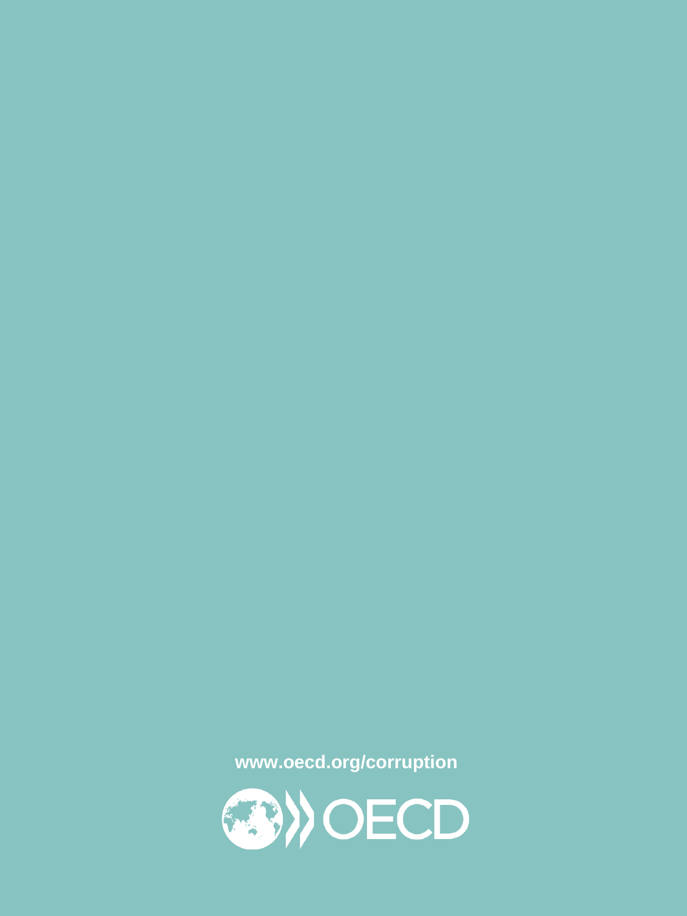www.oecd.org/corruption

OECD